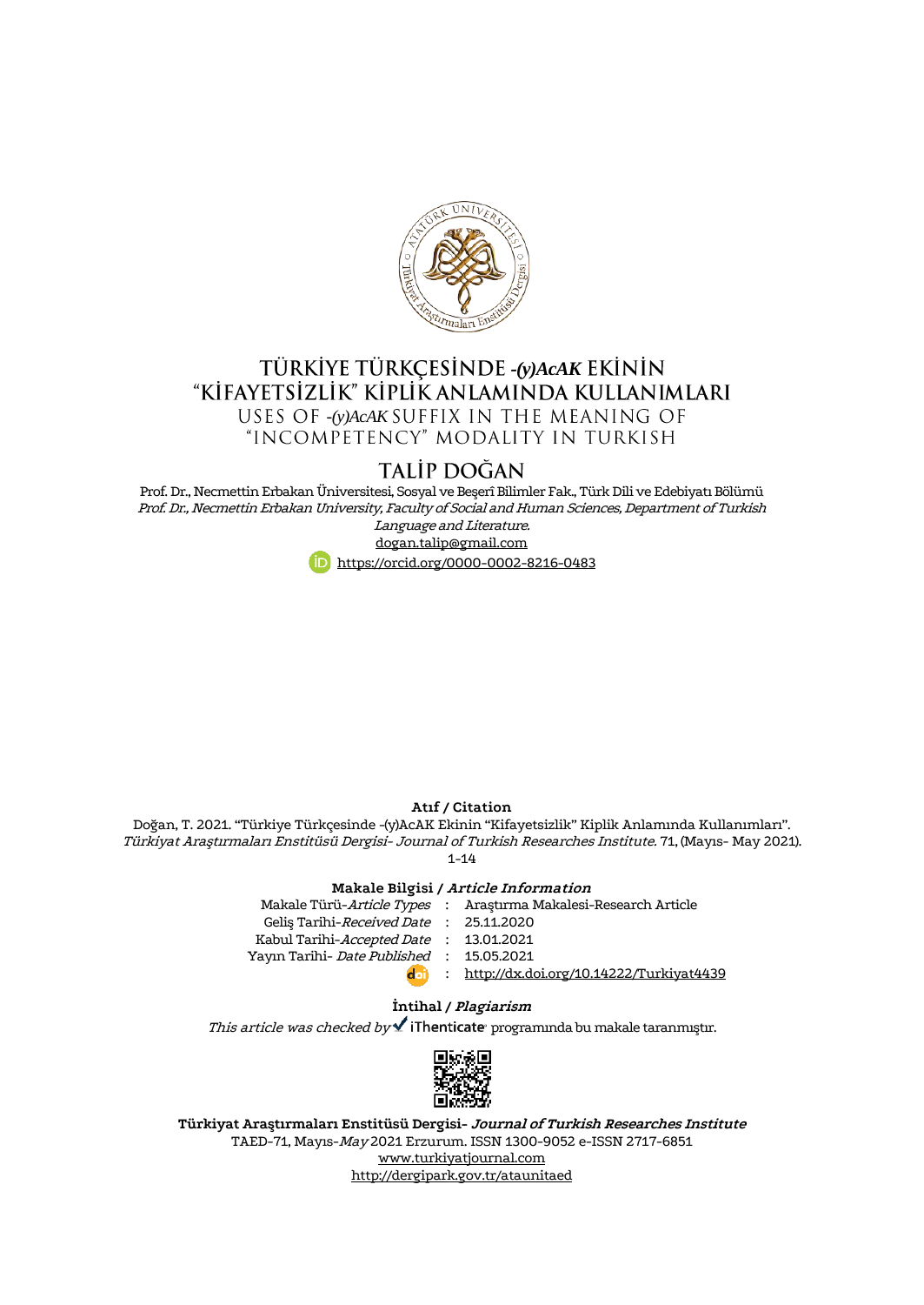# TÜRKİYE TÜRKÇESİNDE *-(y)AcAK* EKİNİN "KİFAYETSİZLİK" KİPLİK ANLAMINDA KULLANIMLARI

## USES OF *-(y)AcAK* SUFFIX IN THE MEANING OF "INCOMPETENCY" MODALITY IN TURKISH

### TALİP DOĞAN

Prof. Dr., Necmettin Erbakan Üniversitesi, Sosyal ve Beşerî Bilimler Fak., Türk Dili ve Edebiyatı Bölümü

*Prof. Dr., Necmettin Erbakan University, Faculty of Social and Human Sciences, Department of Turkish Language and Literature.*

dogan.talip@gmail.com

https://orcid.org/0000-0002-8216-0483

**Atıf / Citation**

Doğan, T. 2021. "Türkiye Türkçesinde -(y)AcAK Ekinin "Kifayetsizlik" Kiplik Anlamında Kullanımları". *Türkiyat Araştırmaları Enstitüsü Dergisi- Journal of Turkish Researches Institute.* 71, (Mayıs- May 2021). 1-14

**Makale Bilgisi / *Article Information***

| | | |
|---|---|---|
| Makale Türü-*Article Types* | : | Araştırma Makalesi-Research Article |
| Geliş Tarihi-*Received Date* | : | 25.11.2020 |
| Kabul Tarihi-*Accepted Date* | : | 13.01.2021 |
| Yayın Tarihi- *Date Published* | : | 15.05.2021 |
| doi | : | http://dx.doi.org/10.14222/Turkiyat4439 |

**İntihal / *Plagiarism***

*This article was checked by* iThenticate programında bu makale taranmıştır.

**Türkiyat Araştırmaları Enstitüsü Dergisi- *Journal of Turkish Researches Institute***

TAED-71, Mayıs-*May* 2021 Erzurum. ISSN 1300-9052 e-ISSN 2717-6851

www.turkiyatjournal.com

http://dergipark.gov.tr/ataunitaed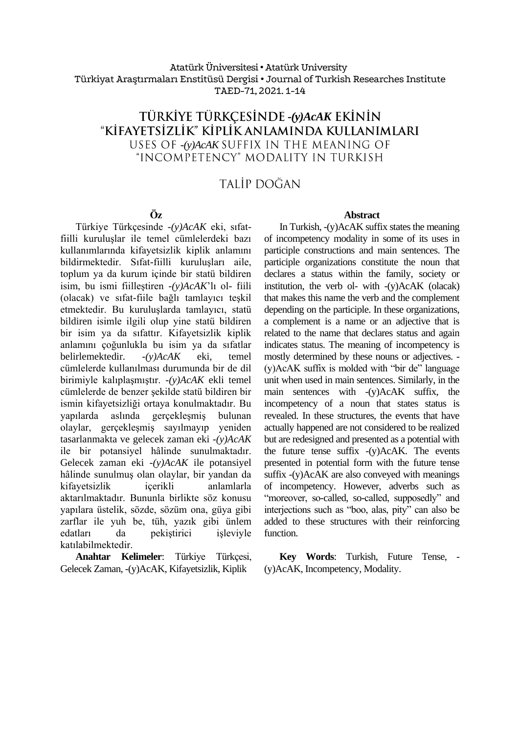# TÜRKİYE TÜRKÇESİNDE *-(y)AcAK* EKİNİN "KİFAYETSİZLİK" KİPLİK ANLAMINDA KULLANIMLARI

## USES OF *-(y)AcAK* SUFFIX IN THE MEANING OF "INCOMPETENCY" MODALITY IN TURKISH

### TALİP DOĞAN

**Öz**

Türkiye Türkçesinde *-(y)AcAK* eki, sıfat-fiilli kuruluşlar ile temel cümlelerdeki bazı kullanımlarında kifayetsizlik kiplik anlamını bildirmektedir. Sıfat-fiilli kuruluşları aile, toplum ya da kurum içinde bir statü bildiren isim, bu ismi fiilleştiren *-(y)AcAK*'lı ol- fiili (olacak) ve sıfat-fiile bağlı tamlayıcı teşkil etmektedir. Bu kuruluşlarda tamlayıcı, statü bildiren isimle ilgili olup yine statü bildiren bir isim ya da sıfattır. Kifayetsizlik kiplik anlamını çoğunlukla bu isim ya da sıfatlar belirlemektedir. *-(y)AcAK* eki, temel cümlelerde kullanılması durumunda bir de dil birimiyle kalıplaşmıştır. *-(y)AcAK* ekli temel cümlelerde de benzer şekilde statü bildiren bir ismin kifayetsizliği ortaya konulmaktadır. Bu yapılarda aslında gerçekleşmiş bulunan olaylar, gerçekleşmiş sayılmayıp yeniden tasarlanmakta ve gelecek zaman eki *-(y)AcAK* ile bir potansiyel hâlinde sunulmaktadır. Gelecek zaman eki *-(y)AcAK* ile potansiyel hâlinde sunulmuş olan olaylar, bir yandan da kifayetsizlik içerikli anlamlarla aktarılmaktadır. Bununla birlikte söz konusu yapılara üstelik, sözde, sözüm ona, güya gibi zarflar ile yuh be, tüh, yazık gibi ünlem edatları da pekiştirici işleviyle katılabilmektedir.

**Anahtar Kelimeler**: Türkiye Türkçesi, Gelecek Zaman, -(y)AcAK, Kifayetsizlik, Kiplik

**Abstract**

In Turkish, -(y)AcAK suffix states the meaning of incompetency modality in some of its uses in participle constructions and main sentences. The participle organizations constitute the noun that declares a status within the family, society or institution, the verb ol- with -(y)AcAK (olacak) that makes this name the verb and the complement depending on the participle. In these organizations, a complement is a name or an adjective that is related to the name that declares status and again indicates status. The meaning of incompetency is mostly determined by these nouns or adjectives. -(y)AcAK suffix is molded with "bir de" language unit when used in main sentences. Similarly, in the main sentences with -(y)AcAK suffix, the incompetency of a noun that states status is revealed. In these structures, the events that have actually happened are not considered to be realized but are redesigned and presented as a potential with the future tense suffix -(y)AcAK. The events presented in potential form with the future tense suffix -(y)AcAK are also conveyed with meanings of incompetency. However, adverbs such as "moreover, so-called, so-called, supposedly" and interjections such as "boo, alas, pity" can also be added to these structures with their reinforcing function.

**Key Words**: Turkish, Future Tense, -(y)AcAK, Incompetency, Modality.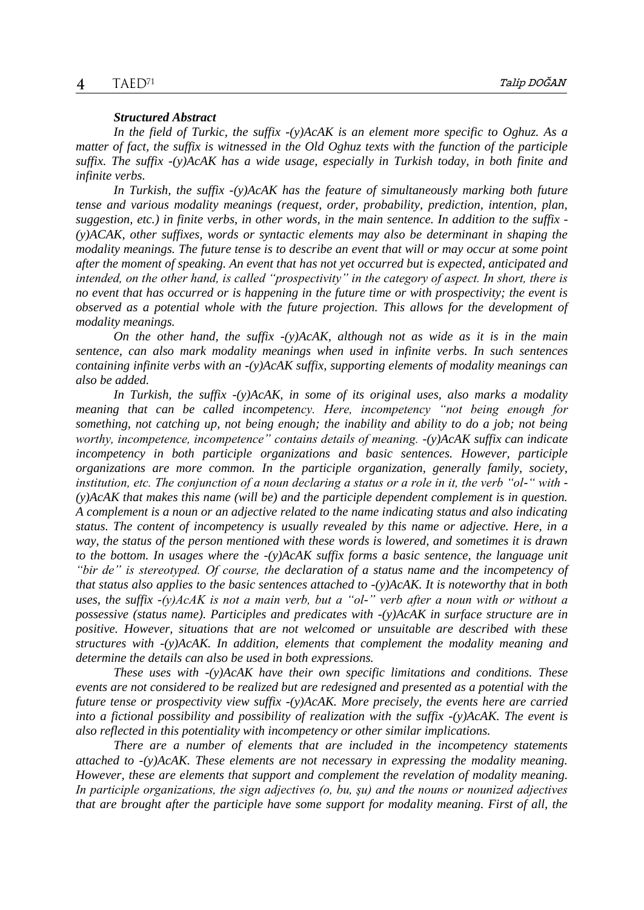### *Structured Abstract*

*In the field of Turkic, the suffix -(y)AcAK is an element more specific to Oghuz. As a matter of fact, the suffix is witnessed in the Old Oghuz texts with the function of the participle suffix. The suffix -(y)AcAK has a wide usage, especially in Turkish today, in both finite and infinite verbs.*

*In Turkish, the suffix -(y)AcAK has the feature of simultaneously marking both future tense and various modality meanings (request, order, probability, prediction, intention, plan, suggestion, etc.) in finite verbs, in other words, in the main sentence. In addition to the suffix -(y)ACAK, other suffixes, words or syntactic elements may also be determinant in shaping the modality meanings. The future tense is to describe an event that will or may occur at some point after the moment of speaking. An event that has not yet occurred but is expected, anticipated and intended, on the other hand, is called "prospectivity" in the category of aspect. In short, there is no event that has occurred or is happening in the future time or with prospectivity; the event is observed as a potential whole with the future projection. This allows for the development of modality meanings.*

*On the other hand, the suffix -(y)AcAK, although not as wide as it is in the main sentence, can also mark modality meanings when used in infinite verbs. In such sentences containing infinite verbs with an -(y)AcAK suffix, supporting elements of modality meanings can also be added.*

*In Turkish, the suffix -(y)AcAK, in some of its original uses, also marks a modality meaning that can be called incompetency. Here, incompetency "not being enough for something, not catching up, not being enough; the inability and ability to do a job; not being worthy, incompetence, incompetence" contains details of meaning. -(y)AcAK suffix can indicate incompetency in both participle organizations and basic sentences. However, participle organizations are more common. In the participle organization, generally family, society, institution, etc. The conjunction of a noun declaring a status or a role in it, the verb "ol-" with -(y)AcAK that makes this name (will be) and the participle dependent complement is in question. A complement is a noun or an adjective related to the name indicating status and also indicating status. The content of incompetency is usually revealed by this name or adjective. Here, in a way, the status of the person mentioned with these words is lowered, and sometimes it is drawn to the bottom. In usages where the -(y)AcAK suffix forms a basic sentence, the language unit "bir de" is stereotyped. Of course, the declaration of a status name and the incompetency of that status also applies to the basic sentences attached to -(y)AcAK. It is noteworthy that in both uses, the suffix -(y)AcAK is not a main verb, but a "ol-" verb after a noun with or without a possessive (status name). Participles and predicates with -(y)AcAK in surface structure are in positive. However, situations that are not welcomed or unsuitable are described with these structures with -(y)AcAK. In addition, elements that complement the modality meaning and determine the details can also be used in both expressions.*

*These uses with -(y)AcAK have their own specific limitations and conditions. These events are not considered to be realized but are redesigned and presented as a potential with the future tense or prospectivity view suffix -(y)AcAK. More precisely, the events here are carried into a fictional possibility and possibility of realization with the suffix -(y)AcAK. The event is also reflected in this potentiality with incompetency or other similar implications.*

*There are a number of elements that are included in the incompetency statements attached to -(y)AcAK. These elements are not necessary in expressing the modality meaning. However, these are elements that support and complement the revelation of modality meaning. In participle organizations, the sign adjectives (o, bu, şu) and the nouns or nounized adjectives that are brought after the participle have some support for modality meaning. First of all, the*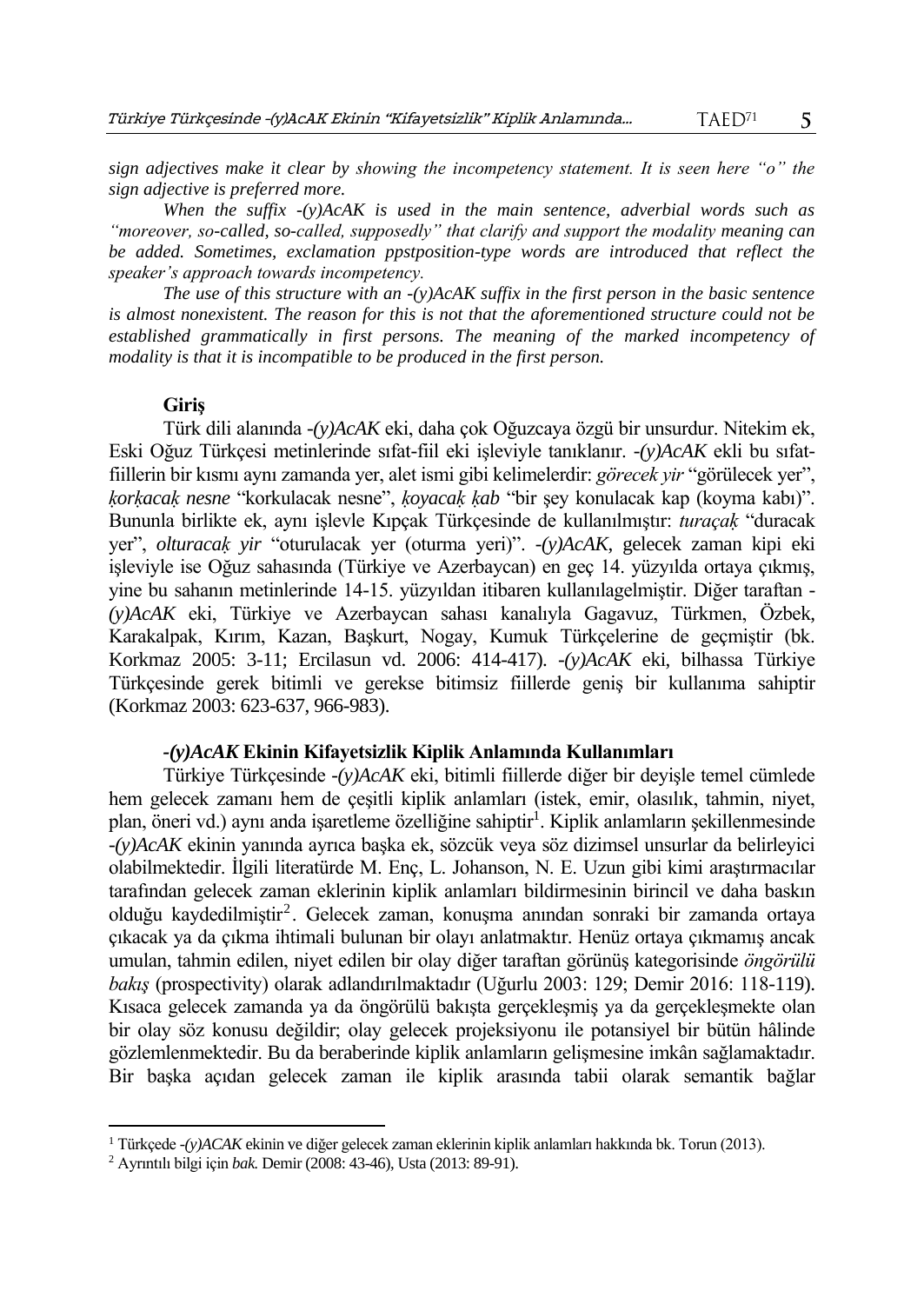*sign adjectives make it clear by showing the incompetency statement. It is seen here "o" the sign adjective is preferred more.*

*When the suffix -(y)AcAK is used in the main sentence, adverbial words such as "moreover, so-called, so-called, supposedly" that clarify and support the modality meaning can be added. Sometimes, exclamation ppstposition-type words are introduced that reflect the speaker's approach towards incompetency.*

*The use of this structure with an -(y)AcAK suffix in the first person in the basic sentence is almost nonexistent. The reason for this is not that the aforementioned structure could not be established grammatically in first persons. The meaning of the marked incompetency of modality is that it is incompatible to be produced in the first person.*

## Giriş

Türk dili alanında *-(y)AcAK* eki, daha çok Oğuzcaya özgü bir unsurdur. Nitekim ek, Eski Oğuz Türkçesi metinlerinde sıfat-fiil eki işleviyle tanıklanır. *-(y)AcAK* ekli bu sıfat-fiillerin bir kısmı aynı zamanda yer, alet ismi gibi kelimelerdir: *görecek yir* "görülecek yer", *ḳorḳacaḳ nesne* "korkulacak nesne", *ḳoyacaḳ ḳab* "bir şey konulacak kap (koyma kabı)". Bununla birlikte ek, aynı işlevle Kıpçak Türkçesinde de kullanılmıştır: *turaçaḳ* "duracak yer", *olturacaḳ yir* "oturulacak yer (oturma yeri)". *-(y)AcAK*, gelecek zaman kipi eki işleviyle ise Oğuz sahasında (Türkiye ve Azerbaycan) en geç 14. yüzyılda ortaya çıkmış, yine bu sahanın metinlerinde 14-15. yüzyıldan itibaren kullanılagelmiştir. Diğer taraftan *-(y)AcAK* eki, Türkiye ve Azerbaycan sahası kanalıyla Gagavuz, Türkmen, Özbek, Karakalpak, Kırım, Kazan, Başkurt, Nogay, Kumuk Türkçelerine de geçmiştir (bk. Korkmaz 2005: 3-11; Ercilasun vd. 2006: 414-417). *-(y)AcAK* eki, bilhassa Türkiye Türkçesinde gerek bitimli ve gerekse bitimsiz fiillerde geniş bir kullanıma sahiptir (Korkmaz 2003: 623-637, 966-983).

## *-(y)AcAK* Ekinin Kifayetsizlik Kiplik Anlamında Kullanımları

Türkiye Türkçesinde *-(y)AcAK* eki, bitimli fiillerde diğer bir deyişle temel cümlede hem gelecek zamanı hem de çeşitli kiplik anlamları (istek, emir, olasılık, tahmin, niyet, plan, öneri vd.) aynı anda işaretleme özelliğine sahiptir[1]. Kiplik anlamların şekillenmesinde *-(y)AcAK* ekinin yanında ayrıca başka ek, sözcük veya söz dizimsel unsurlar da belirleyici olabilmektedir. İlgili literatürde M. Enç, L. Johanson, N. E. Uzun gibi kimi araştırmacılar tarafından gelecek zaman eklerinin kiplik anlamları bildirmesinin birincil ve daha baskın olduğu kaydedilmiştir[2]. Gelecek zaman, konuşma anından sonraki bir zamanda ortaya çıkacak ya da çıkma ihtimali bulunan bir olayı anlatmaktır. Henüz ortaya çıkmamış ancak umulan, tahmin edilen, niyet edilen bir olay diğer taraftan görünüş kategorisinde *öngörülü bakış* (prospectivity) olarak adlandırılmaktadır (Uğurlu 2003: 129; Demir 2016: 118-119). Kısaca gelecek zamanda ya da öngörülü bakışta gerçekleşmiş ya da gerçekleşmekte olan bir olay söz konusu değildir; olay gelecek projeksiyonu ile potansiyel bir bütün hâlinde gözlemlenmektedir. Bu da beraberinde kiplik anlamların gelişmesine imkân sağlamaktadır. Bir başka açıdan gelecek zaman ile kiplik arasında tabii olarak semantik bağlar

---

[1] Türkçede *-(y)ACAK* ekinin ve diğer gelecek zaman eklerinin kiplik anlamları hakkında bk. Torun (2013).

[2] Ayrıntılı bilgi için *bak.* Demir (2008: 43-46), Usta (2013: 89-91).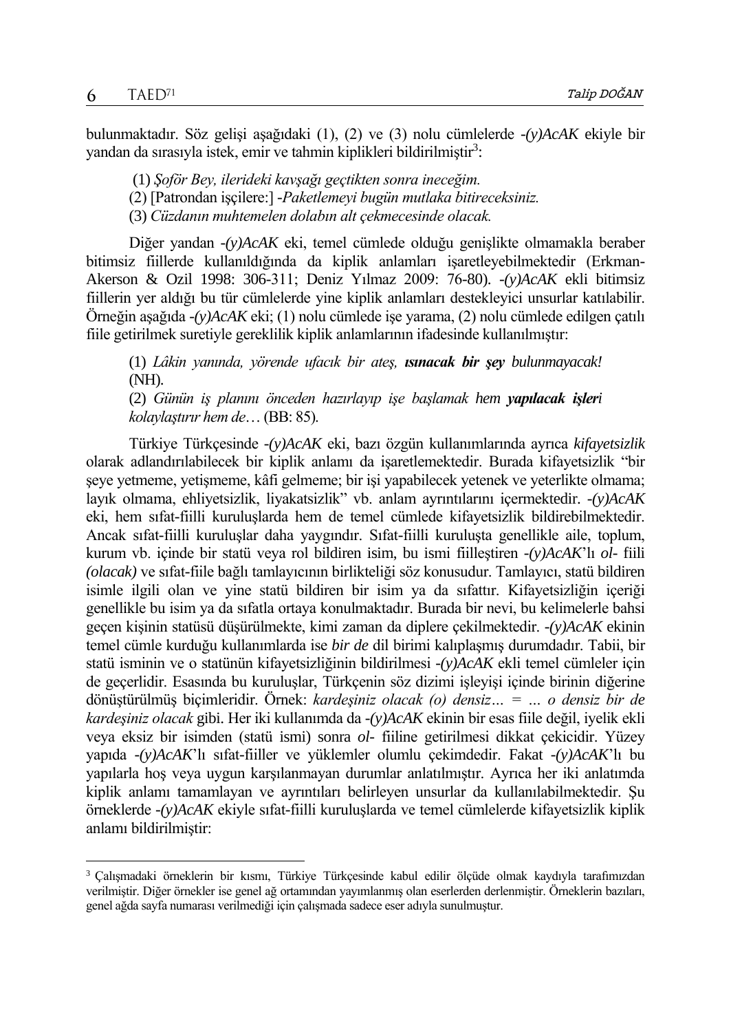bulunmaktadır. Söz gelişi aşağıdaki (1), (2) ve (3) nolu cümlelerde *-(y)AcAK* ekiyle bir yandan da sırasıyla istek, emir ve tahmin kiplikleri bildirilmiştir[3]:

(1) *Şoför Bey, ilerideki kavşağı geçtikten sonra ineceğim.*
(2) [Patrondan işçilere:] *-Paketlemeyi bugün mutlaka bitireceksiniz.*
(3) *Cüzdanın muhtemelen dolabın alt çekmecesinde olacak.*

Diğer yandan *-(y)AcAK* eki, temel cümlede olduğu genişlikte olmamakla beraber bitimsiz fiillerde kullanıldığında da kiplik anlamları işaretleyebilmektedir (Erkman-Akerson & Ozil 1998: 306-311; Deniz Yılmaz 2009: 76-80). *-(y)AcAK* ekli bitimsiz fiillerin yer aldığı bu tür cümlelerde yine kiplik anlamları destekleyici unsurlar katılabilir. Örneğin aşağıda *-(y)AcAK* eki; (1) nolu cümlede işe yarama, (2) nolu cümlede edilgen çatılı fiile getirilmek suretiyle gereklilik kiplik anlamlarının ifadesinde kullanılmıştır:

(1) *Lâkin yanında, yörende ufacık bir ateş, **ısınacak bir şey** bulunmayacak!* (NH).
(2) *Günün iş planını önceden hazırlayıp işe başlamak hem **yapılacak işler**i kolaylaştırır hem de…* (BB: 85).

Türkiye Türkçesinde *-(y)AcAK* eki, bazı özgün kullanımlarında ayrıca *kifayetsizlik* olarak adlandırılabilecek bir kiplik anlamı da işaretlemektedir. Burada kifayetsizlik "bir şeye yetmeme, yetişmeme, kâfi gelmeme; bir işi yapabilecek yetenek ve yeterlikte olmama; layık olmama, ehliyetsizlik, liyakatsizlik" vb. anlam ayrıntılarını içermektedir. *-(y)AcAK* eki, hem sıfat-fiilli kuruluşlarda hem de temel cümlede kifayetsizlik bildirebilmektedir. Ancak sıfat-fiilli kuruluşlar daha yaygındır. Sıfat-fiilli kuruluşta genellikle aile, toplum, kurum vb. içinde bir statü veya rol bildiren isim, bu ismi fiilleştiren *-(y)AcAK*'lı *ol-* fiili *(olacak)* ve sıfat-fiile bağlı tamlayıcının birlikteliği söz konusudur. Tamlayıcı, statü bildiren isimle ilgili olan ve yine statü bildiren bir isim ya da sıfattır. Kifayetsizliğin içeriği genellikle bu isim ya da sıfatla ortaya konulmaktadır. Burada bir nevi, bu kelimelerle bahsi geçen kişinin statüsü düşürülmekte, kimi zaman da diplere çekilmektedir. *-(y)AcAK* ekinin temel cümle kurduğu kullanımlarda ise *bir de* dil birimi kalıplaşmış durumdadır. Tabii, bir statü isminin ve o statünün kifayetsizliğinin bildirilmesi *-(y)AcAK* ekli temel cümleler için de geçerlidir. Esasında bu kuruluşlar, Türkçenin söz dizimi işleyişi içinde birinin diğerine dönüştürülmüş biçimleridir. Örnek: *kardeşiniz olacak (o) densiz… = … o densiz bir de kardeşiniz olacak* gibi. Her iki kullanımda da *-(y)AcAK* ekinin bir esas fiile değil, iyelik ekli veya eksiz bir isimden (statü ismi) sonra *ol-* fiiline getirilmesi dikkat çekicidir. Yüzey yapıda *-(y)AcAK*'lı sıfat-fiiller ve yüklemler olumlu çekimdedir. Fakat *-(y)AcAK*'lı bu yapılarla hoş veya uygun karşılanmayan durumlar anlatılmıştır. Ayrıca her iki anlatımda kiplik anlamı tamamlayan ve ayrıntıları belirleyen unsurlar da kullanılabilmektedir. Şu örneklerde *-(y)AcAK* ekiyle sıfat-fiilli kuruluşlarda ve temel cümlelerde kifayetsizlik kiplik anlamı bildirilmiştir:

---

[3] Çalışmadaki örneklerin bir kısmı, Türkiye Türkçesinde kabul edilir ölçüde olmak kaydıyla tarafımızdan verilmiştir. Diğer örnekler ise genel ağ ortamından yayımlanmış olan eserlerden derlenmiştir. Örneklerin bazıları, genel ağda sayfa numarası verilmediği için çalışmada sadece eser adıyla sunulmuştur.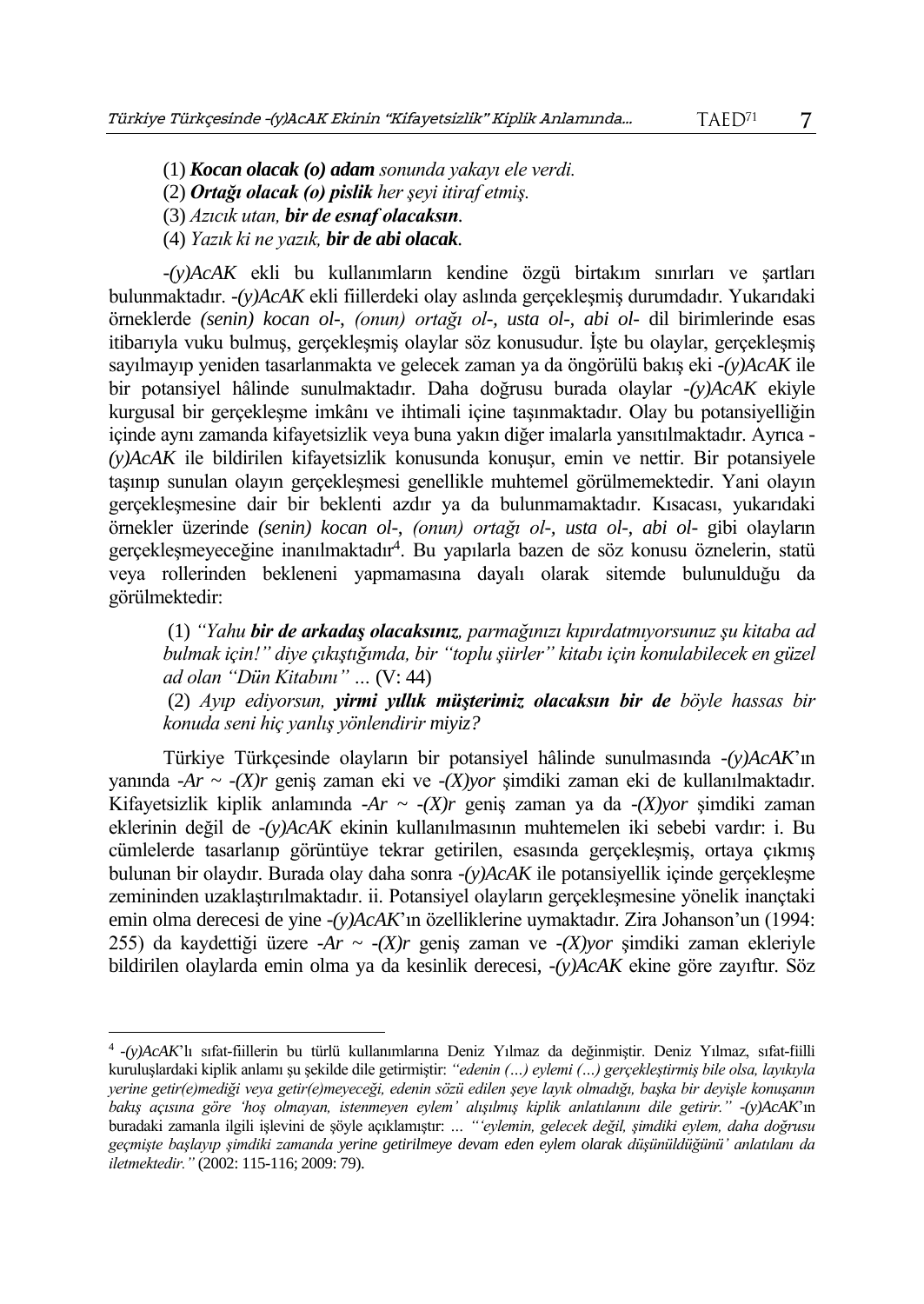(1) ***Kocan olacak (o) adam*** *sonunda yakayı ele verdi.*

(2) ***Ortağı olacak (o) pislik*** *her şeyi itiraf etmiş.*

(3) *Azıcık utan,* ***bir de esnaf olacaksın****.*

(4) *Yazık ki ne yazık,* ***bir de abi olacak****.*

*-(y)AcAK* ekli bu kullanımların kendine özgü birtakım sınırları ve şartları bulunmaktadır. *-(y)AcAK* ekli fiillerdeki olay aslında gerçekleşmiş durumdadır. Yukarıdaki örneklerde *(senin) kocan ol-, (onun) ortağı ol-, usta ol-, abi ol-* dil birimlerinde esas itibarıyla vuku bulmuş, gerçekleşmiş olaylar söz konusudur. İşte bu olaylar, gerçekleşmiş sayılmayıp yeniden tasarlanmakta ve gelecek zaman ya da öngörülü bakış eki *-(y)AcAK* ile bir potansiyel hâlinde sunulmaktadır. Daha doğrusu burada olaylar *-(y)AcAK* ekiyle kurgusal bir gerçekleşme imkânı ve ihtimali içine taşınmaktadır. Olay bu potansiyelliğin içinde aynı zamanda kifayetsizlik veya buna yakın diğer imalarla yansıtılmaktadır. Ayrıca *-(y)AcAK* ile bildirilen kifayetsizlik konusunda konuşur, emin ve nettir. Bir potansiyele taşınıp sunulan olayın gerçekleşmesi genellikle muhtemel görülmemektedir. Yani olayın gerçekleşmesine dair bir beklenti azdır ya da bulunmamaktadır. Kısacası, yukarıdaki örnekler üzerinde *(senin) kocan ol-, (onun) ortağı ol-, usta ol-, abi ol-* gibi olayların gerçekleşmeyeceğine inanılmaktadır[4]. Bu yapılarla bazen de söz konusu öznelerin, statü veya rollerinden bekleneni yapmamasına dayalı olarak sitemde bulunulduğu da görülmektedir:

(1) *"Yahu* ***bir de arkadaş olacaksınız****, parmağınızı kıpırdatmıyorsunuz şu kitaba ad bulmak için!" diye çıkıştığımda, bir "toplu şiirler" kitabı için konulabilecek en güzel ad olan "Dün Kitabını" …* (V: 44)

(2) *Ayıp ediyorsun,* ***yirmi yıllık müşterimiz olacaksın bir de*** *böyle hassas bir konuda seni hiç yanlış yönlendirir miyiz?*

Türkiye Türkçesinde olayların bir potansiyel hâlinde sunulmasında *-(y)AcAK*'ın yanında *-Ar ~ -(X)r* geniş zaman eki ve *-(X)yor* şimdiki zaman eki de kullanılmaktadır. Kifayetsizlik kiplik anlamında *-Ar ~ -(X)r* geniş zaman ya da *-(X)yor* şimdiki zaman eklerinin değil de *-(y)AcAK* ekinin kullanılmasının muhtemelen iki sebebi vardır: i. Bu cümlelerde tasarlanıp görüntüye tekrar getirilen, esasında gerçekleşmiş, ortaya çıkmış bulunan bir olaydır. Burada olay daha sonra *-(y)AcAK* ile potansiyellik içinde gerçekleşme zemininden uzaklaştırılmaktadır. ii. Potansiyel olayların gerçekleşmesine yönelik inançtaki emin olma derecesi de yine *-(y)AcAK*'ın özelliklerine uymaktadır. Zira Johanson'un (1994: 255) da kaydettiği üzere *-Ar ~ -(X)r* geniş zaman ve *-(X)yor* şimdiki zaman ekleriyle bildirilen olaylarda emin olma ya da kesinlik derecesi, *-(y)AcAK* ekine göre zayıftır. Söz

---

[4] *-(y)AcAK*'lı sıfat-fiillerin bu türlü kullanımlarına Deniz Yılmaz da değinmiştir. Deniz Yılmaz, sıfat-fiilli kuruluşlardaki kiplik anlamı şu şekilde dile getirmiştir: *"edenin (…) eylemi (…) gerçekleştirmiş bile olsa, layıkıyla yerine getir(e)mediği veya getir(e)meyeceği, edenin sözü edilen şeye layık olmadığı, başka bir deyişle konuşanın bakış açısına göre 'hoş olmayan, istenmeyen eylem' alışılmış kiplik anlatılanını dile getirir." -(y)AcAK*'ın buradaki zamanla ilgili işlevini de şöyle açıklamıştır: *… "'eylemin, gelecek değil, şimdiki eylem, daha doğrusu geçmişte başlayıp şimdiki zamanda yerine getirilmeye devam eden eylem olarak düşünüldüğünü' anlatılanı da iletmektedir."* (2002: 115-116; 2009: 79).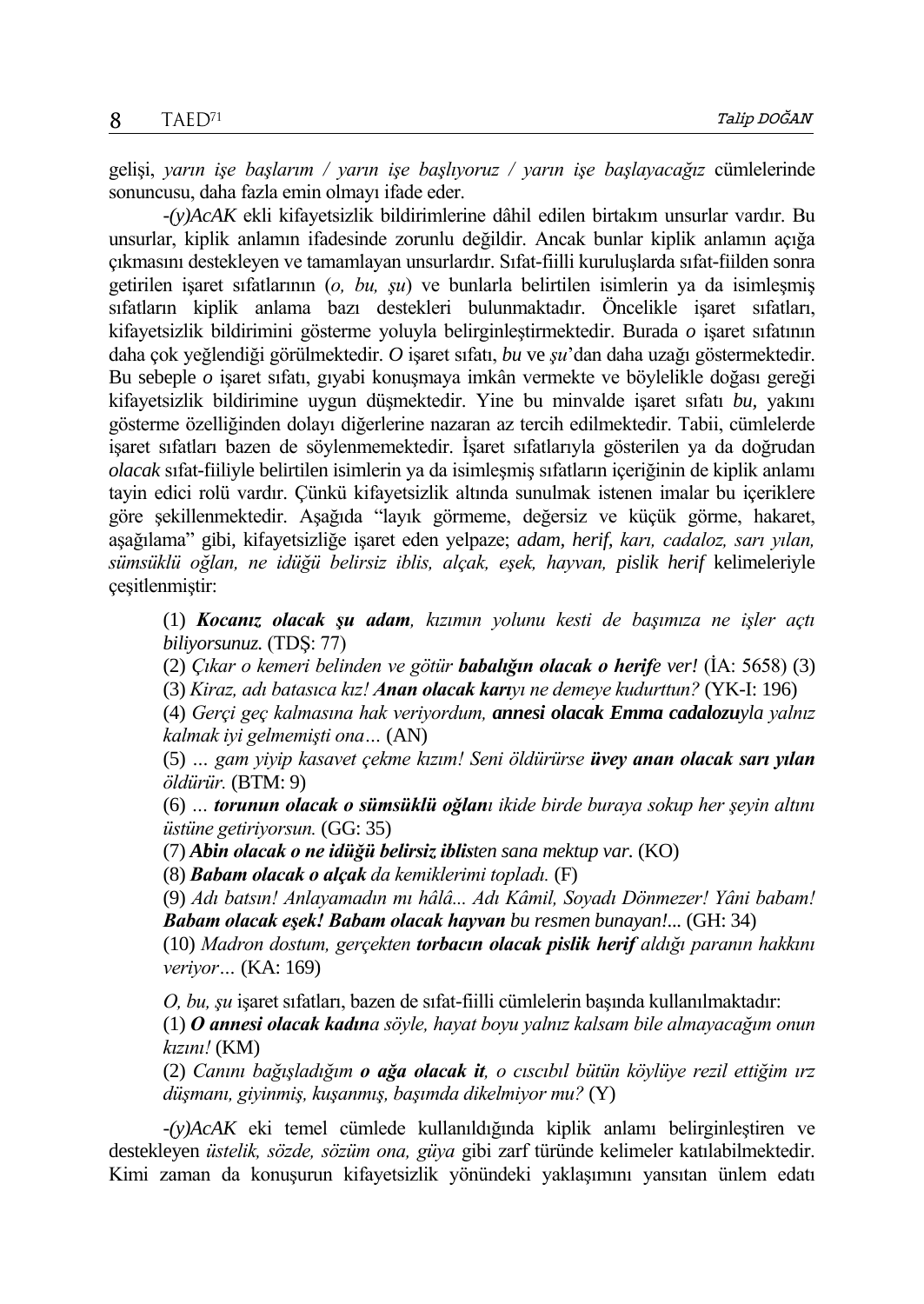gelişi, *yarın işe başlarım / yarın işe başlıyoruz / yarın işe başlayacağız* cümlelerinde sonuncusu, daha fazla emin olmayı ifade eder.

*-(y)AcAK* ekli kifayetsizlik bildirimlerine dâhil edilen birtakım unsurlar vardır. Bu unsurlar, kiplik anlamın ifadesinde zorunlu değildir. Ancak bunlar kiplik anlamın açığa çıkmasını destekleyen ve tamamlayan unsurlardır. Sıfat-fiilli kuruluşlarda sıfat-fiilden sonra getirilen işaret sıfatlarının (*o, bu, şu*) ve bunlarla belirtilen isimlerin ya da isimleşmiş sıfatların kiplik anlama bazı destekleri bulunmaktadır. Öncelikle işaret sıfatları, kifayetsizlik bildirimini gösterme yoluyla belirginleştirmektedir. Burada *o* işaret sıfatının daha çok yeğlendiği görülmektedir. *O* işaret sıfatı, *bu* ve *şu*'dan daha uzağı göstermektedir. Bu sebeple *o* işaret sıfatı, gıyabi konuşmaya imkân vermekte ve böylelikle doğası gereği kifayetsizlik bildirimine uygun düşmektedir. Yine bu minvalde işaret sıfatı *bu,* yakını gösterme özelliğinden dolayı diğerlerine nazaran az tercih edilmektedir. Tabii, cümlelerde işaret sıfatları bazen de söylenmemektedir. İşaret sıfatlarıyla gösterilen ya da doğrudan *olacak* sıfat-fiiliyle belirtilen isimlerin ya da isimleşmiş sıfatların içeriğinin de kiplik anlamı tayin edici rolü vardır. Çünkü kifayetsizlik altında sunulmak istenen imalar bu içeriklere göre şekillenmektedir. Aşağıda "layık görmeme, değersiz ve küçük görme, hakaret, aşağılama" gibi, kifayetsizliğe işaret eden yelpaze; *adam, herif, karı, cadaloz, sarı yılan, sümsüklü oğlan, ne idüğü belirsiz iblis, alçak, eşek, hayvan, pislik herif* kelimeleriyle çeşitlenmiştir:

> (1) ***Kocanız olacak şu adam**, kızımın yolunu kesti de başımıza ne işler açtı biliyorsunuz.* (TDŞ: 77)
>
> (2) *Çıkar o kemeri belinden ve götür **babalığın olacak o herif**e ver!* (İA: 5658) (3)
>
> (3) *Kiraz, adı batasıca kız! **Anan olacak karı**yı ne demeye kudurttun?* (YK-I: 196)
>
> (4) *Gerçi geç kalmasına hak veriyordum, **annesi olacak Emma cadalozu**yla yalnız kalmak iyi gelmemişti ona…* (AN)
>
> (5) *… gam yiyip kasavet çekme kızım! Seni öldürürse **üvey anan olacak sarı yılan** öldürür.* (BTM: 9)
>
> (6) *… **torunun olacak o sümsüklü oğlan**ı ikide birde buraya sokup her şeyin altını üstüne getiriyorsun.* (GG: 35)
>
> (7) ***Abin olacak o ne idüğü belirsiz iblis**ten sana mektup var.* (KO)
>
> (8) ***Babam olacak o alçak** da kemiklerimi topladı.* (F)
>
> (9) *Adı batsın! Anlayamadın mı hâlâ... Adı Kâmil, Soyadı Dönmezer! Yâni babam! **Babam olacak eşek! Babam olacak hayvan** bu resmen bunayan!...* (GH: 34)
>
> (10) *Madron dostum, gerçekten **torbacın olacak pislik herif** aldığı paranın hakkını veriyor…* (KA: 169)

*O, bu, şu* işaret sıfatları, bazen de sıfat-fiilli cümlelerin başında kullanılmaktadır:

> (1) ***O annesi olacak kadın**a söyle, hayat boyu yalnız kalsam bile almayacağım onun kızını!* (KM)
>
> (2) *Canını bağışladığım **o ağa olacak it**, o cıscıbıl bütün köylüye rezil ettiğim ırz düşmanı, giyinmiş, kuşanmış, başımda dikelmiyor mu?* (Y)

*-(y)AcAK* eki temel cümlede kullanıldığında kiplik anlamı belirginleştiren ve destekleyen *üstelik, sözde, sözüm ona, güya* gibi zarf türünde kelimeler katılabilmektedir. Kimi zaman da konuşurun kifayetsizlik yönündeki yaklaşımını yansıtan ünlem edatı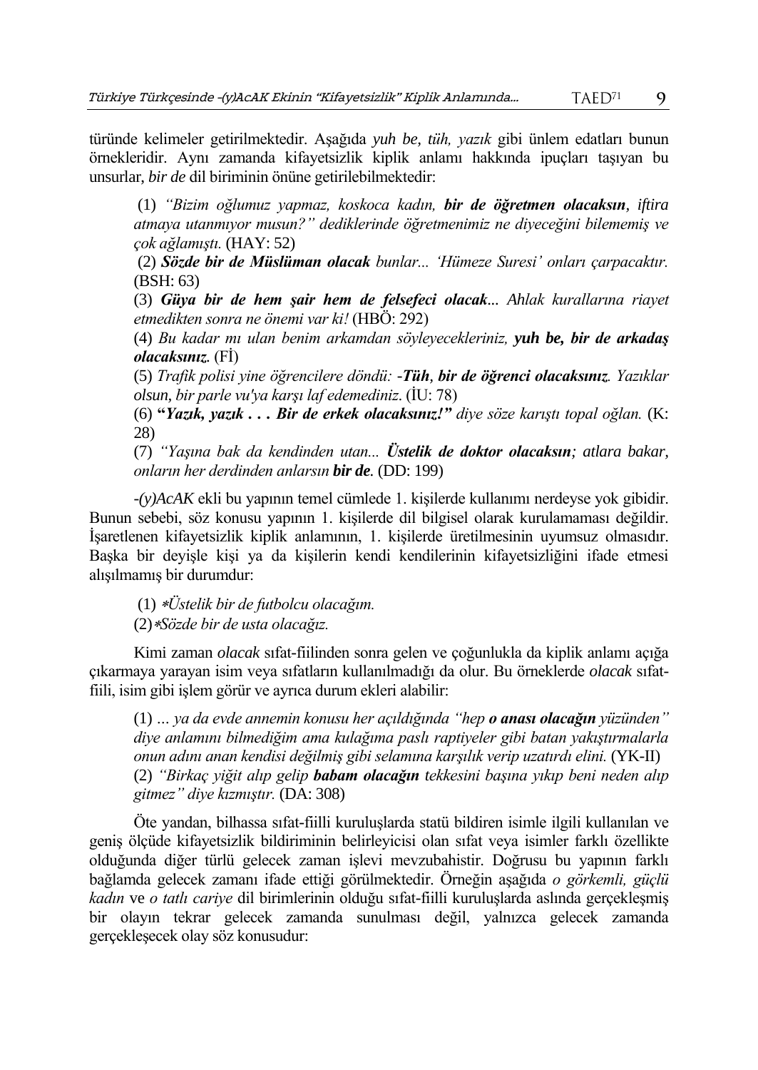türünde kelimeler getirilmektedir. Aşağıda *yuh be, tüh, yazık* gibi ünlem edatları bunun örnekleridir. Aynı zamanda kifayetsizlik kiplik anlamı hakkında ipuçları taşıyan bu unsurlar, *bir de* dil biriminin önüne getirilebilmektedir:

> (1) *"Bizim oğlumuz yapmaz, koskoca kadın,* ***bir de öğretmen olacaksın****, iftira atmaya utanmıyor musun?" dediklerinde öğretmenimiz ne diyeceğini bilememiş ve çok ağlamıştı.* (HAY: 52)
>
> (2) ***Sözde bir de Müslüman olacak*** *bunlar... 'Hümeze Suresi' onları çarpacaktır.* (BSH: 63)
>
> (3) ***Güya bir de hem şair hem de felsefeci olacak****... Ahlak kurallarına riayet etmedikten sonra ne önemi var ki!* (HBÖ: 292)
>
> (4) *Bu kadar mı ulan benim arkamdan söyleyecekleriniz,* ***yuh be, bir de arkadaş olacaksınız.*** (Fİ)
>
> (5) *Trafik polisi yine öğrencilere döndü: -****Tüh, bir de öğrenci olacaksınız****. Yazıklar olsun, bir parle vu'ya karşı laf edemediniz.* (İU: 78)
>
> (6) **"*Yazık, yazık . . . Bir de erkek olacaksınız!*"** *diye söze karıştı topal oğlan.* (K: 28)
>
> (7) *"Yaşına bak da kendinden utan...* ***Üstelik de doktor olacaksın****; atlara bakar, onların her derdinden anlarsın* ***bir de****.* (DD: 199)

*-(y)AcAK* ekli bu yapının temel cümlede 1. kişilerde kullanımı nerdeyse yok gibidir. Bunun sebebi, söz konusu yapının 1. kişilerde dil bilgisel olarak kurulamaması değildir. İşaretlenen kifayetsizlik kiplik anlamının, 1. kişilerde üretilmesinin uyumsuz olmasıdır. Başka bir deyişle kişi ya da kişilerin kendi kendilerinin kifayetsizliğini ifade etmesi alışılmamış bir durumdur:

> (1) **Üstelik bir de futbolcu olacağım.*
>
> (2)**Sözde bir de usta olacağız.*

Kimi zaman *olacak* sıfat-fiilinden sonra gelen ve çoğunlukla da kiplik anlamı açığa çıkarmaya yarayan isim veya sıfatların kullanılmadığı da olur. Bu örneklerde *olacak* sıfat-fiili, isim gibi işlem görür ve ayrıca durum ekleri alabilir:

> (1) *... ya da evde annemin konusu her açıldığında "hep* ***o anası olacağın*** *yüzünden" diye anlamını bilmediğim ama kulağıma paslı raptiyeler gibi batan yakıştırmalarla onun adını anan kendisi değilmiş gibi selamına karşılık verip uzatırdı elini.* (YK-II)
>
> (2) *"Birkaç yiğit alıp gelip* ***babam olacağın*** *tekkesini başına yıkıp beni neden alıp gitmez" diye kızmıştır.* (DA: 308)

Öte yandan, bilhassa sıfat-fiilli kuruluşlarda statü bildiren isimle ilgili kullanılan ve geniş ölçüde kifayetsizlik bildiriminin belirleyicisi olan sıfat veya isimler farklı özellikte olduğunda diğer türlü gelecek zaman işlevi mevzubahistir. Doğrusu bu yapının farklı bağlamda gelecek zamanı ifade ettiği görülmektedir. Örneğin aşağıda *o görkemli, güçlü kadın* ve *o tatlı cariye* dil birimlerinin olduğu sıfat-fiilli kuruluşlarda aslında gerçekleşmiş bir olayın tekrar gelecek zamanda sunulması değil, yalnızca gelecek zamanda gerçekleşecek olay söz konusudur: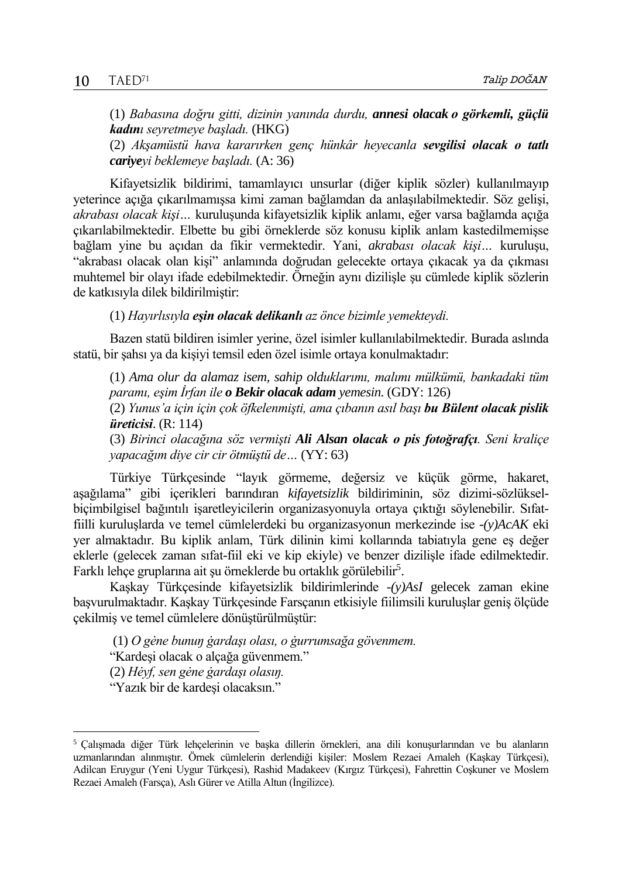(1) *Babasına doğru gitti, dizinin yanında durdu,* ***annesi olacak o görkemli, güçlü kadın****ı seyretmeye başladı.* (HKG)

(2) *Akşamüstü hava kararırken genç hünkâr heyecanla* ***sevgilisi olacak o tatlı cariye****yi beklemeye başladı.* (A: 36)

Kifayetsizlik bildirimi, tamamlayıcı unsurlar (diğer kiplik sözler) kullanılmayıp yeterince açığa çıkarılmamışsa kimi zaman bağlamdan da anlaşılabilmektedir. Söz gelişi, *akrabası olacak kişi…* kuruluşunda kifayetsizlik kiplik anlamı, eğer varsa bağlamda açığa çıkarılabilmektedir. Elbette bu gibi örneklerde söz konusu kiplik anlam kastedilmemişse bağlam yine bu açıdan da fikir vermektedir. Yani, *akrabası olacak kişi…* kuruluşu, "akrabası olacak olan kişi" anlamında doğrudan gelecekte ortaya çıkacak ya da çıkması muhtemel bir olayı ifade edebilmektedir. Örneğin aynı dizilişle şu cümlede kiplik sözlerin de katkısıyla dilek bildirilmiştir:

(1) *Hayırlısıyla* ***eşin olacak delikanlı*** *az önce bizimle yemekteydi.*

Bazen statü bildiren isimler yerine, özel isimler kullanılabilmektedir. Burada aslında statü, bir şahsı ya da kişiyi temsil eden özel isimle ortaya konulmaktadır:

(1) *Ama olur da alamaz isem, sahip olduklarımı, malımı mülkümü, bankadaki tüm paramı, eşim İrfan ile* ***o Bekir olacak adam*** *yemesin.* (GDY: 126)

(2) *Yunus'a için için çok öfkelenmişti, ama çıbanın asıl başı* ***bu Bülent olacak pislik üreticisi****.* (R: 114)

(3) *Birinci olacağına söz vermişti* ***Ali Alsan olacak o pis fotoğrafçı****. Seni kraliçe yapacağım diye cir cir ötmüştü de…* (YY: 63)

Türkiye Türkçesinde "layık görmeme, değersiz ve küçük görme, hakaret, aşağılama" gibi içerikleri barındıran *kifayetsizlik* bildiriminin, söz dizimi-sözlükselbiçimbilgisel bağıntılı işaretleyicilerin organizasyonuyla ortaya çıktığı söylenebilir. Sıfat-fiilli kuruluşlarda ve temel cümlelerdeki bu organizasyonun merkezinde ise *-(y)AcAK* eki yer almaktadır. Bu kiplik anlam, Türk dilinin kimi kollarında tabiatıyla gene eş değer eklerle (gelecek zaman sıfat-fiil eki ve kip ekiyle) ve benzer dizilişle ifade edilmektedir. Farklı lehçe gruplarına ait şu örneklerde bu ortaklık görülebilir[5].

Kaşkay Türkçesinde kifayetsizlik bildirimlerinde *-(y)AsI* gelecek zaman ekine başvurulmaktadır. Kaşkay Türkçesinde Farsçanın etkisiyle fiilimsili kuruluşlar geniş ölçüde çekilmiş ve temel cümlelere dönüştürülmüştür:

(1) *O gėne bunuŋ ġardaşı olası, o ġurrumsağa gövenmem.*
"Kardeşi olacak o alçağa güvenmem."

(2) *Hėyf, sen gėne ġardaşı olasıŋ.*
"Yazık bir de kardeşi olacaksın."

---

[5] Çalışmada diğer Türk lehçelerinin ve başka dillerin örnekleri, ana dili konuşurlarından ve bu alanların uzmanlarından alınmıştır. Örnek cümlelerin derlendiği kişiler: Moslem Rezaei Amaleh (Kaşkay Türkçesi), Adilcan Eruygur (Yeni Uygur Türkçesi), Rashid Madakeev (Kırgız Türkçesi), Fahrettin Coşkuner ve Moslem Rezaei Amaleh (Farsça), Aslı Gürer ve Atilla Altun (İngilizce).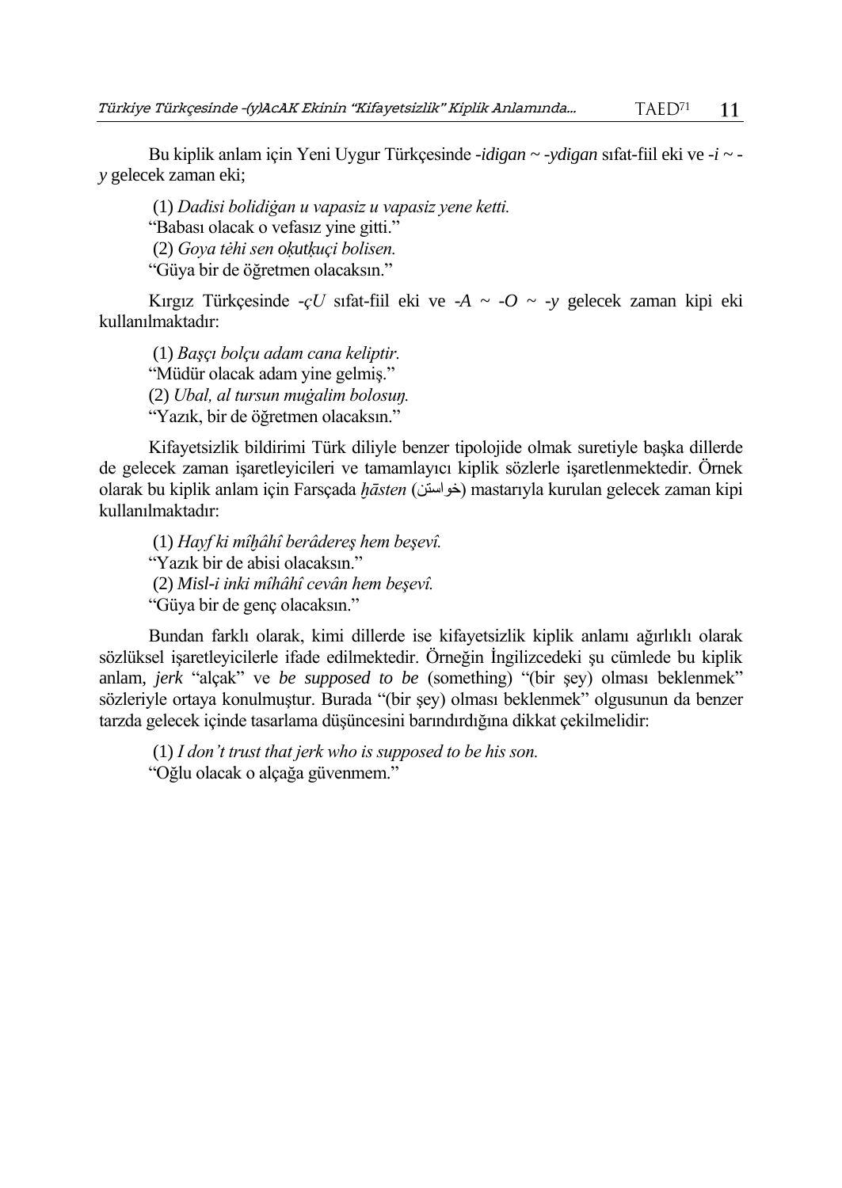Bu kiplik anlam için Yeni Uygur Türkçesinde *-idigan ~ -ydigan* sıfat-fiil eki ve *-i ~ -y* gelecek zaman eki;

(1) *Dadisi bolidiğan u vapasiz u vapasiz yene ketti.*
"Babası olacak o vefasız yine gitti."
(2) *Goya tėhi sen oķutķuçi bolisen.*
"Güya bir de öğretmen olacaksın."

Kırgız Türkçesinde *-çU* sıfat-fiil eki ve *-A ~ -O ~ -y* gelecek zaman kipi eki kullanılmaktadır:

(1) *Başçı bolçu adam cana keliptir.*
"Müdür olacak adam yine gelmiş."
(2) *Ubal, al tursun muġalim bolosuŋ.*
"Yazık, bir de öğretmen olacaksın."

Kifayetsizlik bildirimi Türk diliyle benzer tipolojide olmak suretiyle başka dillerde de gelecek zaman işaretleyicileri ve tamamlayıcı kiplik sözlerle işaretlenmektedir. Örnek olarak bu kiplik anlam için Farsçada *ḫāsten* (خواستن) mastarıyla kurulan gelecek zaman kipi kullanılmaktadır:

(1) *Hayf ki mîḫâhî berâdereş hem beşevî.*
"Yazık bir de abisi olacaksın."
(2) *Misl-i inki mîhâhî cevân hem beşevî.*
"Güya bir de genç olacaksın."

Bundan farklı olarak, kimi dillerde ise kifayetsizlik kiplik anlamı ağırlıklı olarak sözlüksel işaretleyicilerle ifade edilmektedir. Örneğin İngilizcedeki şu cümlede bu kiplik anlam, *jerk* "alçak" ve *be supposed to be* (something) "(bir şey) olması beklenmek" sözleriyle ortaya konulmuştur. Burada "(bir şey) olması beklenmek" olgusunun da benzer tarzda gelecek içinde tasarlama düşüncesini barındırdığına dikkat çekilmelidir:

(1) *I don't trust that jerk who is supposed to be his son.*
"Oğlu olacak o alçağa güvenmem."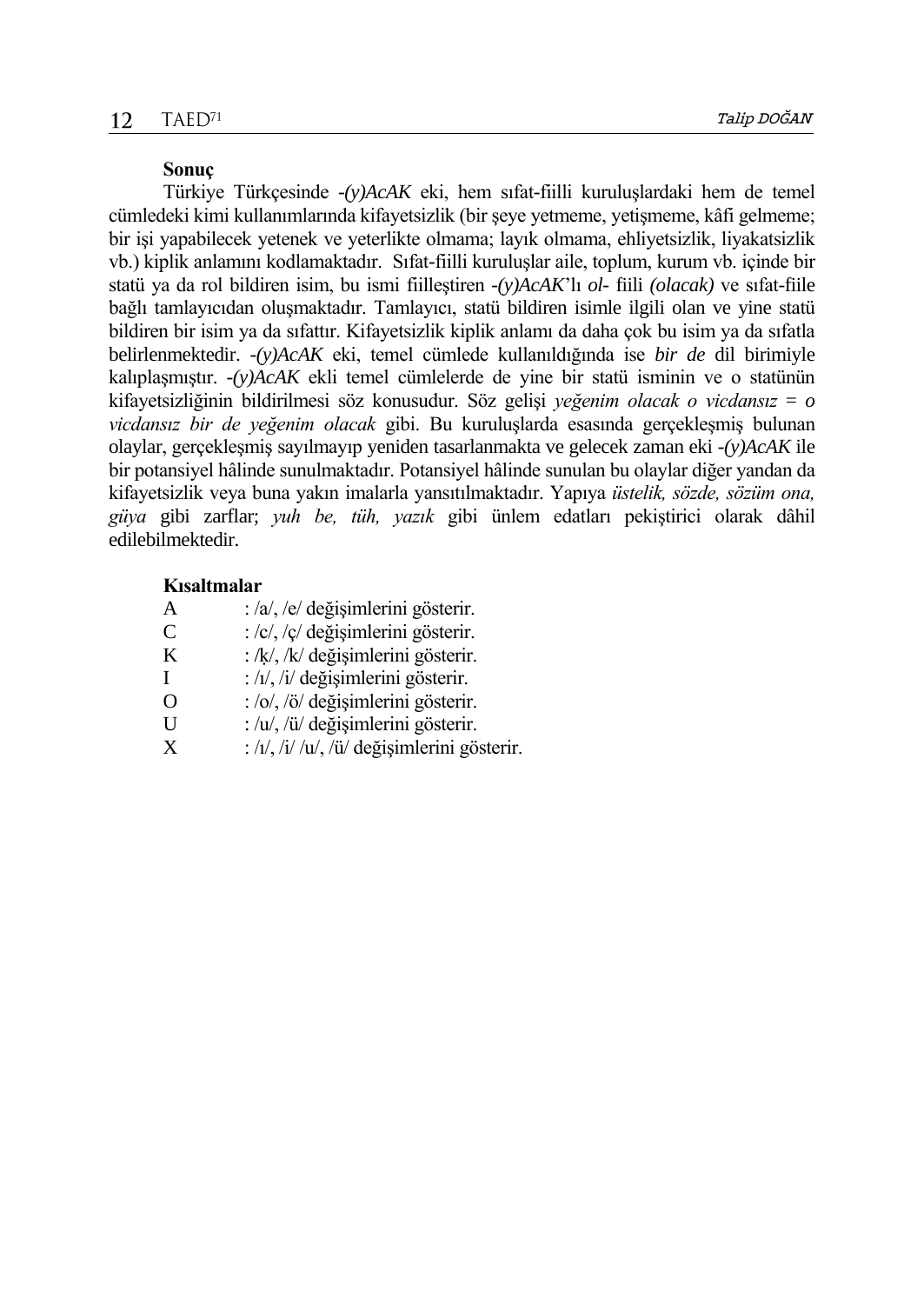**Sonuç**

Türkiye Türkçesinde *-(y)AcAK* eki, hem sıfat-fiilli kuruluşlardaki hem de temel cümledeki kimi kullanımlarında kifayetsizlik (bir şeye yetmeme, yetişmeme, kâfi gelmeme; bir işi yapabilecek yetenek ve yeterlikte olmama; layık olmama, ehliyetsizlik, liyakatsizlik vb.) kiplik anlamını kodlamaktadır. Sıfat-fiilli kuruluşlar aile, toplum, kurum vb. içinde bir statü ya da rol bildiren isim, bu ismi fiilleştiren *-(y)AcAK*'lı *ol-* fiili *(olacak)* ve sıfat-fiile bağlı tamlayıcıdan oluşmaktadır. Tamlayıcı, statü bildiren isimle ilgili olan ve yine statü bildiren bir isim ya da sıfattır. Kifayetsizlik kiplik anlamı da daha çok bu isim ya da sıfatla belirlenmektedir. *-(y)AcAK* eki, temel cümlede kullanıldığında ise *bir de* dil birimiyle kalıplaşmıştır. *-(y)AcAK* ekli temel cümlelerde de yine bir statü isminin ve o statünün kifayetsizliğinin bildirilmesi söz konusudur. Söz gelişi *yeğenim olacak o vicdansız = o vicdansız bir de yeğenim olacak* gibi. Bu kuruluşlarda esasında gerçekleşmiş bulunan olaylar, gerçekleşmiş sayılmayıp yeniden tasarlanmakta ve gelecek zaman eki *-(y)AcAK* ile bir potansiyel hâlinde sunulmaktadır. Potansiyel hâlinde sunulan bu olaylar diğer yandan da kifayetsizlik veya buna yakın imalarla yansıtılmaktadır. Yapıya *üstelik, sözde, sözüm ona, güya* gibi zarflar; *yuh be, tüh, yazık* gibi ünlem edatları pekiştirici olarak dâhil edilebilmektedir.

**Kısaltmalar**

A : /a/, /e/ değişimlerini gösterir.
C : /c/, /ç/ değişimlerini gösterir.
K : /ḳ/, /k/ değişimlerini gösterir.
I : /ı/, /i/ değişimlerini gösterir.
O : /o/, /ö/ değişimlerini gösterir.
U : /u/, /ü/ değişimlerini gösterir.
X : /ı/, /i/ /u/, /ü/ değişimlerini gösterir.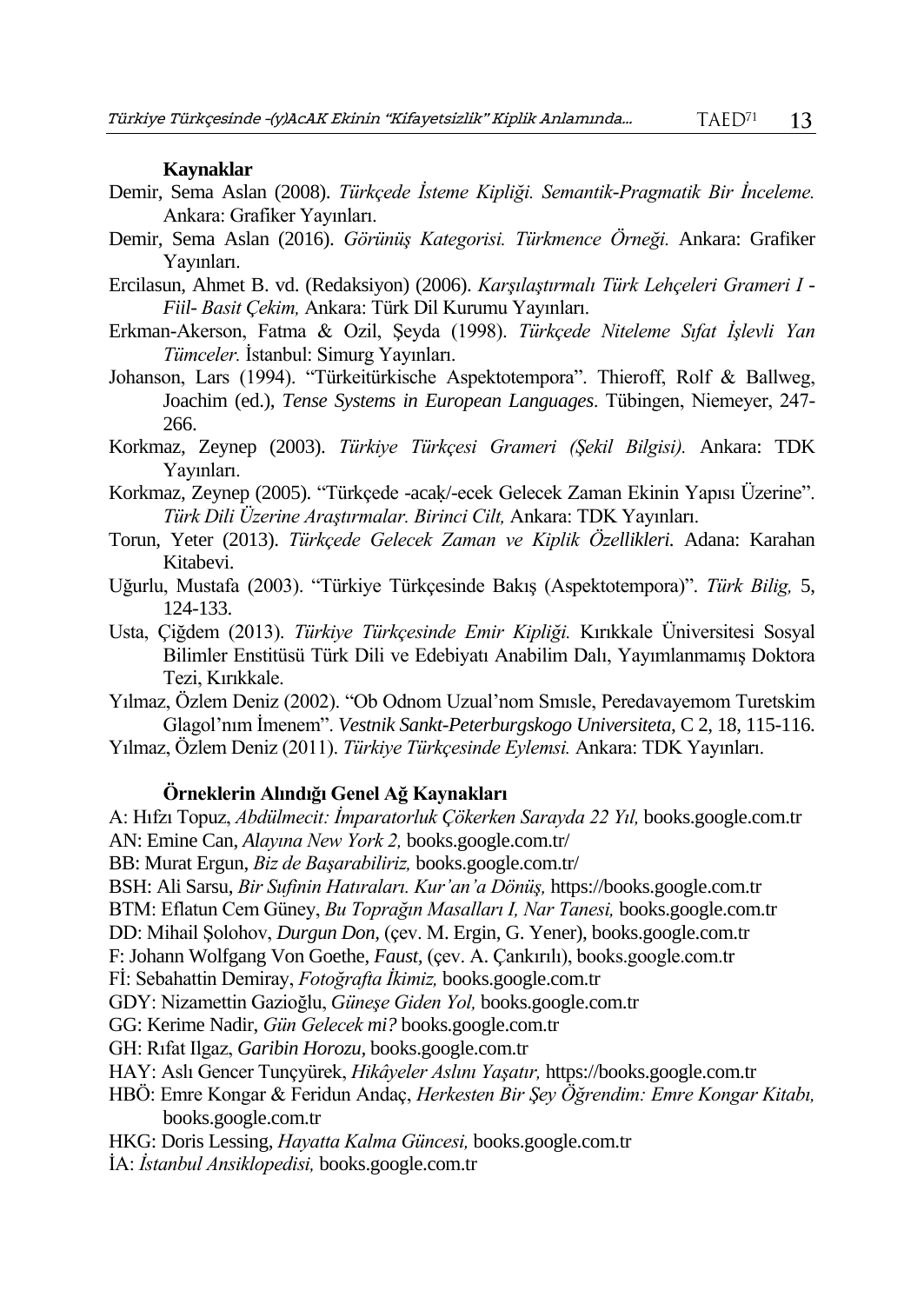## Kaynaklar

Demir, Sema Aslan (2008). *Türkçede İsteme Kipliği. Semantik-Pragmatik Bir İnceleme.* Ankara: Grafiker Yayınları.

Demir, Sema Aslan (2016). *Görünüş Kategorisi. Türkmence Örneği.* Ankara: Grafiker Yayınları.

Ercilasun, Ahmet B. vd. (Redaksiyon) (2006). *Karşılaştırmalı Türk Lehçeleri Grameri I - Fiil- Basit Çekim,* Ankara: Türk Dil Kurumu Yayınları.

Erkman-Akerson, Fatma & Ozil, Şeyda (1998). *Türkçede Niteleme Sıfat İşlevli Yan Tümceler.* İstanbul: Simurg Yayınları.

Johanson, Lars (1994). "Türkeitürkische Aspektotempora". Thieroff, Rolf & Ballweg, Joachim (ed.), *Tense Systems in European Languages*. Tübingen, Niemeyer, 247-266.

Korkmaz, Zeynep (2003). *Türkiye Türkçesi Grameri (Şekil Bilgisi).* Ankara: TDK Yayınları.

Korkmaz, Zeynep (2005). "Türkçede -acaḳ/-ecek Gelecek Zaman Ekinin Yapısı Üzerine". *Türk Dili Üzerine Araştırmalar. Birinci Cilt,* Ankara: TDK Yayınları.

Torun, Yeter (2013). *Türkçede Gelecek Zaman ve Kiplik Özellikleri.* Adana: Karahan Kitabevi.

Uğurlu, Mustafa (2003). "Türkiye Türkçesinde Bakış (Aspektotempora)". *Türk Bilig,* 5, 124-133.

Usta, Çiğdem (2013). *Türkiye Türkçesinde Emir Kipliği.* Kırıkkale Üniversitesi Sosyal Bilimler Enstitüsü Türk Dili ve Edebiyatı Anabilim Dalı, Yayımlanmamış Doktora Tezi, Kırıkkale.

Yılmaz, Özlem Deniz (2002). "Ob Odnom Uzual'nom Smısle, Peredavayemom Turetskim Glagol'nım İmenem". *Vestnik Sankt-Peterburgskogo Universiteta*, C 2, 18, 115-116.

Yılmaz, Özlem Deniz (2011). *Türkiye Türkçesinde Eylemsi.* Ankara: TDK Yayınları.

## Örneklerin Alındığı Genel Ağ Kaynakları

A: Hıfzı Topuz, *Abdülmecit: İmparatorluk Çökerken Sarayda 22 Yıl,* books.google.com.tr

AN: Emine Can, *Alayına New York 2,* books.google.com.tr/

BB: Murat Ergun, *Biz de Başarabiliriz,* books.google.com.tr/

BSH: Ali Sarsu, *Bir Sufinin Hatıraları. Kur'an'a Dönüş,* https://books.google.com.tr

BTM: Eflatun Cem Güney, *Bu Toprağın Masalları I, Nar Tanesi,* books.google.com.tr

DD: Mihail Şolohov, *Durgun Don*, (çev. M. Ergin, G. Yener), books.google.com.tr

F: Johann Wolfgang Von Goethe, *Faust*, (çev. A. Çankırılı), books.google.com.tr

Fİ: Sebahattin Demiray, *Fotoğrafta İkimiz,* books.google.com.tr

GDY: Nizamettin Gazioğlu, *Güneşe Giden Yol,* books.google.com.tr

GG: Kerime Nadir, *Gün Gelecek mi?* books.google.com.tr

GH: Rıfat Ilgaz, *Garibin Horozu*, books.google.com.tr

HAY: Aslı Gencer Tunçyürek, *Hikâyeler Aslını Yaşatır,* https://books.google.com.tr

HBÖ: Emre Kongar & Feridun Andaç, *Herkesten Bir Şey Öğrendim: Emre Kongar Kitabı,* books.google.com.tr

HKG: Doris Lessing, *Hayatta Kalma Güncesi,* books.google.com.tr

İA: *İstanbul Ansiklopedisi,* books.google.com.tr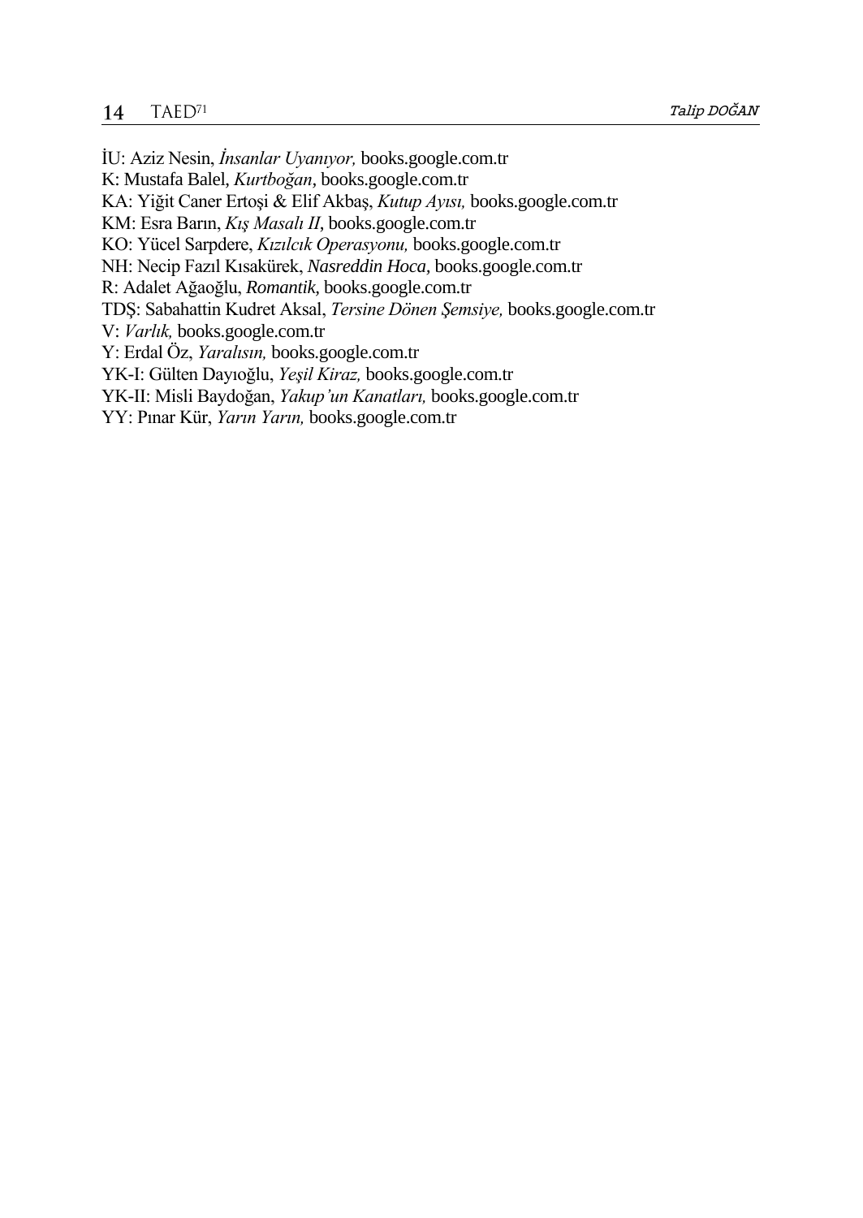İU: Aziz Nesin, *İnsanlar Uyanıyor,* books.google.com.tr  
K: Mustafa Balel, *Kurtboğan,* books.google.com.tr  
KA: Yiğit Caner Ertoşi & Elif Akbaş, *Kutup Ayısı,* books.google.com.tr  
KM: Esra Barın, *Kış Masalı II,* books.google.com.tr  
KO: Yücel Sarpdere, *Kızılcık Operasyonu,* books.google.com.tr  
NH: Necip Fazıl Kısakürek, *Nasreddin Hoca,* books.google.com.tr  
R: Adalet Ağaoğlu, *Romantik,* books.google.com.tr  
TDŞ: Sabahattin Kudret Aksal, *Tersine Dönen Şemsiye,* books.google.com.tr  
V: *Varlık,* books.google.com.tr  
Y: Erdal Öz, *Yaralısın,* books.google.com.tr  
YK-I: Gülten Dayıoğlu, *Yeşil Kiraz,* books.google.com.tr  
YK-II: Misli Baydoğan, *Yakup'un Kanatları,* books.google.com.tr  
YY: Pınar Kür, *Yarın Yarın,* books.google.com.tr